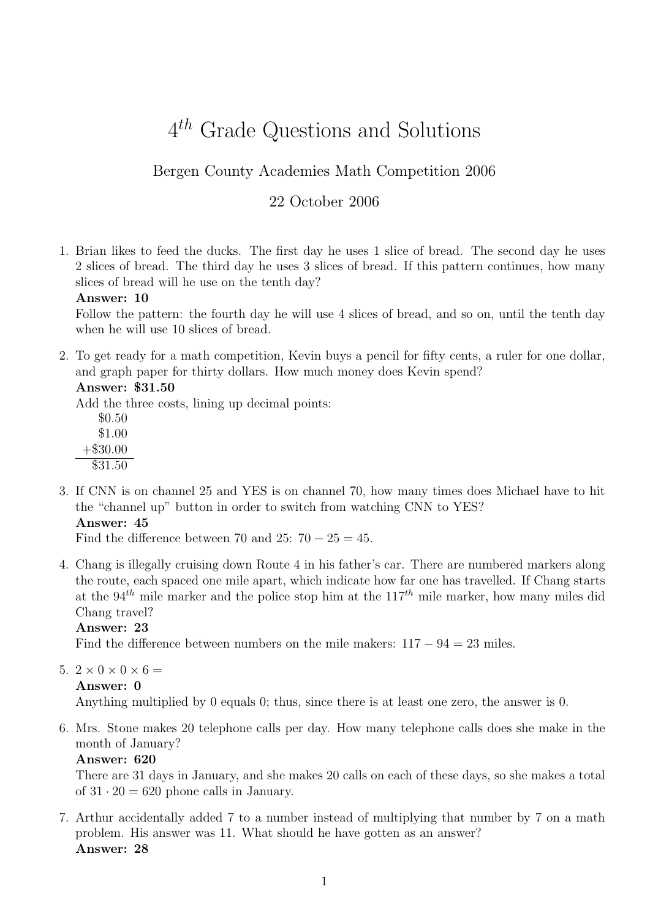# $4^{th}$ Grade Questions and Solutions

Bergen County Academies Math Competition 2006

22 October 2006

1. Brian likes to feed the ducks. The first day he uses 1 slice of bread. The second day he uses 2 slices of bread. The third day he uses 3 slices of bread. If this pattern continues, how many slices of bread will he use on the tenth day?
   **Answer: 10**
   Follow the pattern: the fourth day he will use 4 slices of bread, and so on, until the tenth day when he will use 10 slices of bread.

2. To get ready for a math competition, Kevin buys a pencil for fifty cents, a ruler for one dollar, and graph paper for thirty dollars. How much money does Kevin spend?
   **Answer: $31.50**
   Add the three costs, lining up decimal points:
   $$\begin{array}{r} \$0.50 \\ \$1.00 \\ +\$30.00 \\ \hline \$31.50 \end{array}$$

3. If CNN is on channel 25 and YES is on channel 70, how many times does Michael have to hit the "channel up" button in order to switch from watching CNN to YES?
   **Answer: 45**
   Find the difference between 70 and 25: $70 - 25 = 45$.

4. Chang is illegally cruising down Route 4 in his father's car. There are numbered markers along the route, each spaced one mile apart, which indicate how far one has travelled. If Chang starts at the $94^{th}$ mile marker and the police stop him at the $117^{th}$ mile marker, how many miles did Chang travel?
   **Answer: 23**
   Find the difference between numbers on the mile makers: $117 - 94 = 23$ miles.

5. $2 \times 0 \times 0 \times 6 =$
   **Answer: 0**
   Anything multiplied by 0 equals 0; thus, since there is at least one zero, the answer is 0.

6. Mrs. Stone makes 20 telephone calls per day. How many telephone calls does she make in the month of January?
   **Answer: 620**
   There are 31 days in January, and she makes 20 calls on each of these days, so she makes a total of $31 \cdot 20 = 620$ phone calls in January.

7. Arthur accidentally added 7 to a number instead of multiplying that number by 7 on a math problem. His answer was 11. What should he have gotten as an answer?
   **Answer: 28**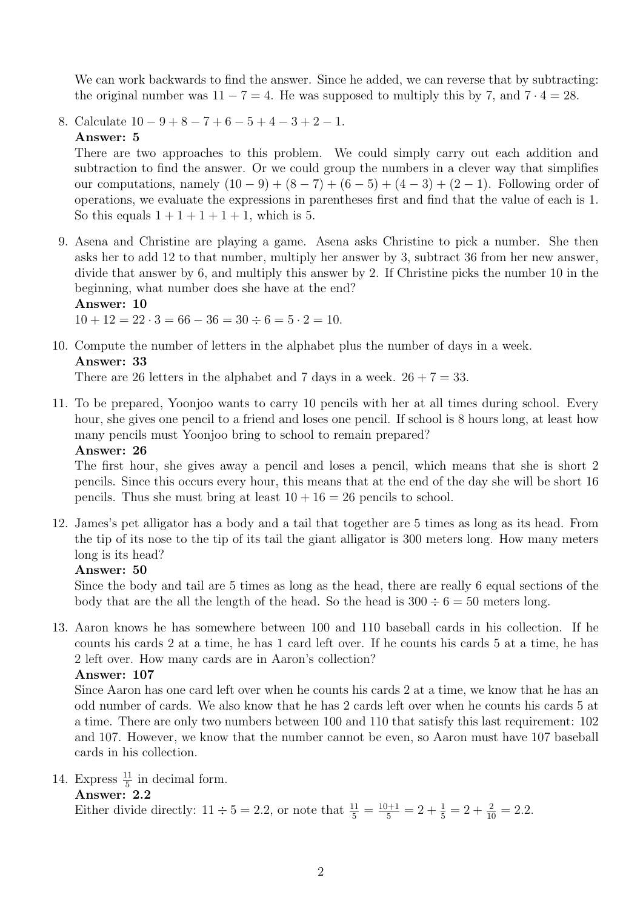We can work backwards to find the answer. Since he added, we can reverse that by subtracting: the original number was $11 - 7 = 4$. He was supposed to multiply this by 7, and $7 \cdot 4 = 28$.

8. Calculate $10 - 9 + 8 - 7 + 6 - 5 + 4 - 3 + 2 - 1$.

   **Answer: 5**

   There are two approaches to this problem. We could simply carry out each addition and subtraction to find the answer. Or we could group the numbers in a clever way that simplifies our computations, namely $(10 - 9) + (8 - 7) + (6 - 5) + (4 - 3) + (2 - 1)$. Following order of operations, we evaluate the expressions in parentheses first and find that the value of each is 1. So this equals $1 + 1 + 1 + 1 + 1$, which is 5.

9. Asena and Christine are playing a game. Asena asks Christine to pick a number. She then asks her to add 12 to that number, multiply her answer by 3, subtract 36 from her new answer, divide that answer by 6, and multiply this answer by 2. If Christine picks the number 10 in the beginning, what number does she have at the end?

   **Answer: 10**

   $10 + 12 = 22 \cdot 3 = 66 - 36 = 30 \div 6 = 5 \cdot 2 = 10$.

10. Compute the number of letters in the alphabet plus the number of days in a week.

    **Answer: 33**

    There are 26 letters in the alphabet and 7 days in a week. $26 + 7 = 33$.

11. To be prepared, Yoonjoo wants to carry 10 pencils with her at all times during school. Every hour, she gives one pencil to a friend and loses one pencil. If school is 8 hours long, at least how many pencils must Yoonjoo bring to school to remain prepared?

    **Answer: 26**

    The first hour, she gives away a pencil and loses a pencil, which means that she is short 2 pencils. Since this occurs every hour, this means that at the end of the day she will be short 16 pencils. Thus she must bring at least $10 + 16 = 26$ pencils to school.

12. James's pet alligator has a body and a tail that together are 5 times as long as its head. From the tip of its nose to the tip of its tail the giant alligator is 300 meters long. How many meters long is its head?

    **Answer: 50**

    Since the body and tail are 5 times as long as the head, there are really 6 equal sections of the body that are the all the length of the head. So the head is $300 \div 6 = 50$ meters long.

13. Aaron knows he has somewhere between 100 and 110 baseball cards in his collection. If he counts his cards 2 at a time, he has 1 card left over. If he counts his cards 5 at a time, he has 2 left over. How many cards are in Aaron's collection?

    **Answer: 107**

    Since Aaron has one card left over when he counts his cards 2 at a time, we know that he has an odd number of cards. We also know that he has 2 cards left over when he counts his cards 5 at a time. There are only two numbers between 100 and 110 that satisfy this last requirement: 102 and 107. However, we know that the number cannot be even, so Aaron must have 107 baseball cards in his collection.

14. Express $\frac{11}{5}$ in decimal form.

    **Answer: 2.2**

    Either divide directly: $11 \div 5 = 2.2$, or note that $\frac{11}{5} = \frac{10+1}{5} = 2 + \frac{1}{5} = 2 + \frac{2}{10} = 2.2$.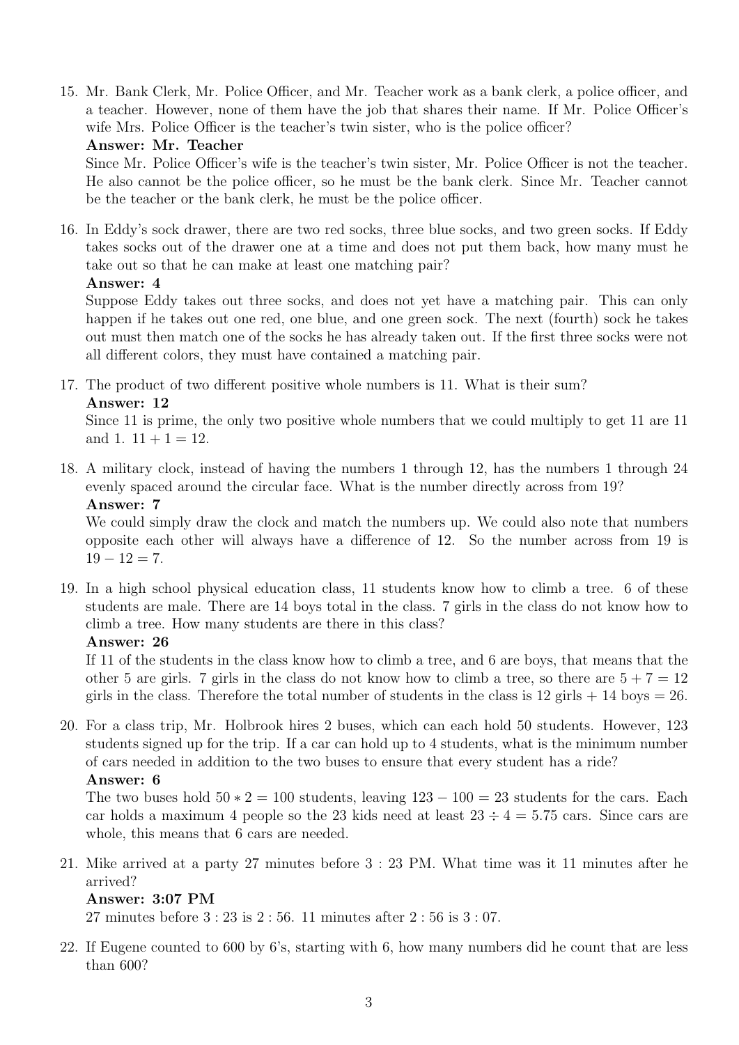15. Mr. Bank Clerk, Mr. Police Officer, and Mr. Teacher work as a bank clerk, a police officer, and a teacher. However, none of them have the job that shares their name. If Mr. Police Officer's wife Mrs. Police Officer is the teacher's twin sister, who is the police officer?

    **Answer: Mr. Teacher**

    Since Mr. Police Officer's wife is the teacher's twin sister, Mr. Police Officer is not the teacher. He also cannot be the police officer, so he must be the bank clerk. Since Mr. Teacher cannot be the teacher or the bank clerk, he must be the police officer.

16. In Eddy's sock drawer, there are two red socks, three blue socks, and two green socks. If Eddy takes socks out of the drawer one at a time and does not put them back, how many must he take out so that he can make at least one matching pair?

    **Answer: 4**

    Suppose Eddy takes out three socks, and does not yet have a matching pair. This can only happen if he takes out one red, one blue, and one green sock. The next (fourth) sock he takes out must then match one of the socks he has already taken out. If the first three socks were not all different colors, they must have contained a matching pair.

17. The product of two different positive whole numbers is 11. What is their sum?

    **Answer: 12**

    Since 11 is prime, the only two positive whole numbers that we could multiply to get 11 are 11 and 1. $11 + 1 = 12$.

18. A military clock, instead of having the numbers 1 through 12, has the numbers 1 through 24 evenly spaced around the circular face. What is the number directly across from 19?

    **Answer: 7**

    We could simply draw the clock and match the numbers up. We could also note that numbers opposite each other will always have a difference of 12. So the number across from 19 is $19 - 12 = 7$.

19. In a high school physical education class, 11 students know how to climb a tree. 6 of these students are male. There are 14 boys total in the class. 7 girls in the class do not know how to climb a tree. How many students are there in this class?

    **Answer: 26**

    If 11 of the students in the class know how to climb a tree, and 6 are boys, that means that the other 5 are girls. 7 girls in the class do not know how to climb a tree, so there are $5 + 7 = 12$ girls in the class. Therefore the total number of students in the class is 12 girls + 14 boys = 26.

20. For a class trip, Mr. Holbrook hires 2 buses, which can each hold 50 students. However, 123 students signed up for the trip. If a car can hold up to 4 students, what is the minimum number of cars needed in addition to the two buses to ensure that every student has a ride?

    **Answer: 6**

    The two buses hold $50 * 2 = 100$ students, leaving $123 - 100 = 23$ students for the cars. Each car holds a maximum 4 people so the 23 kids need at least $23 \div 4 = 5.75$ cars. Since cars are whole, this means that 6 cars are needed.

21. Mike arrived at a party 27 minutes before 3 : 23 PM. What time was it 11 minutes after he arrived?

    **Answer: 3:07 PM**

    27 minutes before 3 : 23 is 2 : 56. 11 minutes after 2 : 56 is 3 : 07.

22. If Eugene counted to 600 by 6's, starting with 6, how many numbers did he count that are less than 600?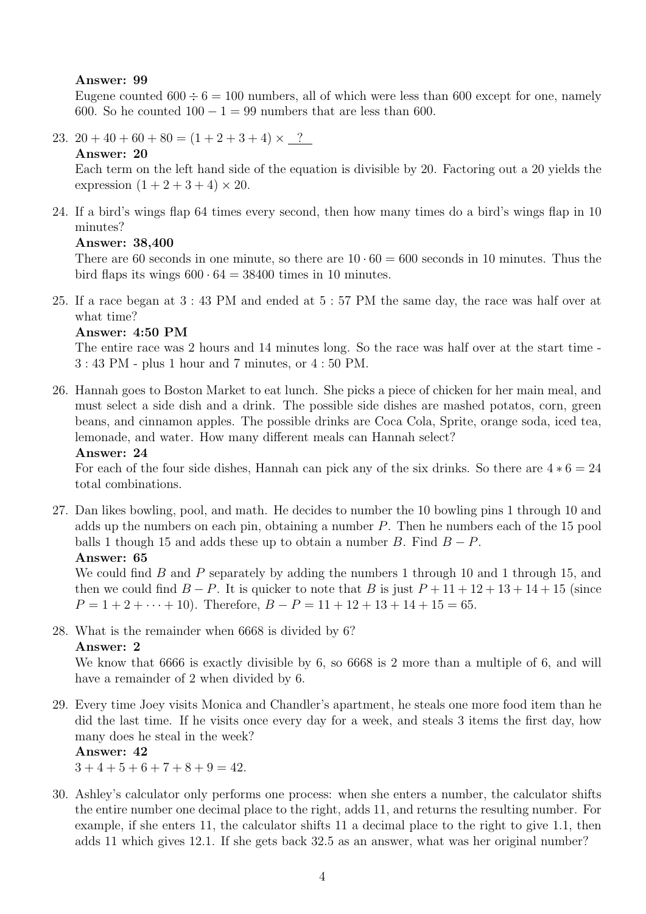**Answer: 99**

Eugene counted $600 \div 6 = 100$ numbers, all of which were less than 600 except for one, namely 600. So he counted $100 - 1 = 99$ numbers that are less than 600.

23. $20 + 40 + 60 + 80 = (1 + 2 + 3 + 4) \times \underline{\ ?\ }$

    **Answer: 20**

    Each term on the left hand side of the equation is divisible by 20. Factoring out a 20 yields the expression $(1 + 2 + 3 + 4) \times 20$.

24. If a bird's wings flap 64 times every second, then how many times do a bird's wings flap in 10 minutes?

    **Answer: 38,400**

    There are 60 seconds in one minute, so there are $10 \cdot 60 = 600$ seconds in 10 minutes. Thus the bird flaps its wings $600 \cdot 64 = 38400$ times in 10 minutes.

25. If a race began at $3:43$ PM and ended at $5:57$ PM the same day, the race was half over at what time?

    **Answer: 4:50 PM**

    The entire race was 2 hours and 14 minutes long. So the race was half over at the start time - $3:43$ PM - plus 1 hour and 7 minutes, or $4:50$ PM.

26. Hannah goes to Boston Market to eat lunch. She picks a piece of chicken for her main meal, and must select a side dish and a drink. The possible side dishes are mashed potatos, corn, green beans, and cinnamon apples. The possible drinks are Coca Cola, Sprite, orange soda, iced tea, lemonade, and water. How many different meals can Hannah select?

    **Answer: 24**

    For each of the four side dishes, Hannah can pick any of the six drinks. So there are $4 * 6 = 24$ total combinations.

27. Dan likes bowling, pool, and math. He decides to number the 10 bowling pins 1 through 10 and adds up the numbers on each pin, obtaining a number $P$. Then he numbers each of the 15 pool balls 1 though 15 and adds these up to obtain a number $B$. Find $B - P$.

    **Answer: 65**

    We could find $B$ and $P$ separately by adding the numbers 1 through 10 and 1 through 15, and then we could find $B - P$. It is quicker to note that $B$ is just $P + 11 + 12 + 13 + 14 + 15$ (since $P = 1 + 2 + \cdots + 10$). Therefore, $B - P = 11 + 12 + 13 + 14 + 15 = 65$.

28. What is the remainder when 6668 is divided by 6?

    **Answer: 2**

    We know that 6666 is exactly divisible by 6, so 6668 is 2 more than a multiple of 6, and will have a remainder of 2 when divided by 6.

29. Every time Joey visits Monica and Chandler's apartment, he steals one more food item than he did the last time. If he visits once every day for a week, and steals 3 items the first day, how many does he steal in the week?

    **Answer: 42**

    $3 + 4 + 5 + 6 + 7 + 8 + 9 = 42$.

30. Ashley's calculator only performs one process: when she enters a number, the calculator shifts the entire number one decimal place to the right, adds 11, and returns the resulting number. For example, if she enters 11, the calculator shifts 11 a decimal place to the right to give 1.1, then adds 11 which gives 12.1. If she gets back 32.5 as an answer, what was her original number?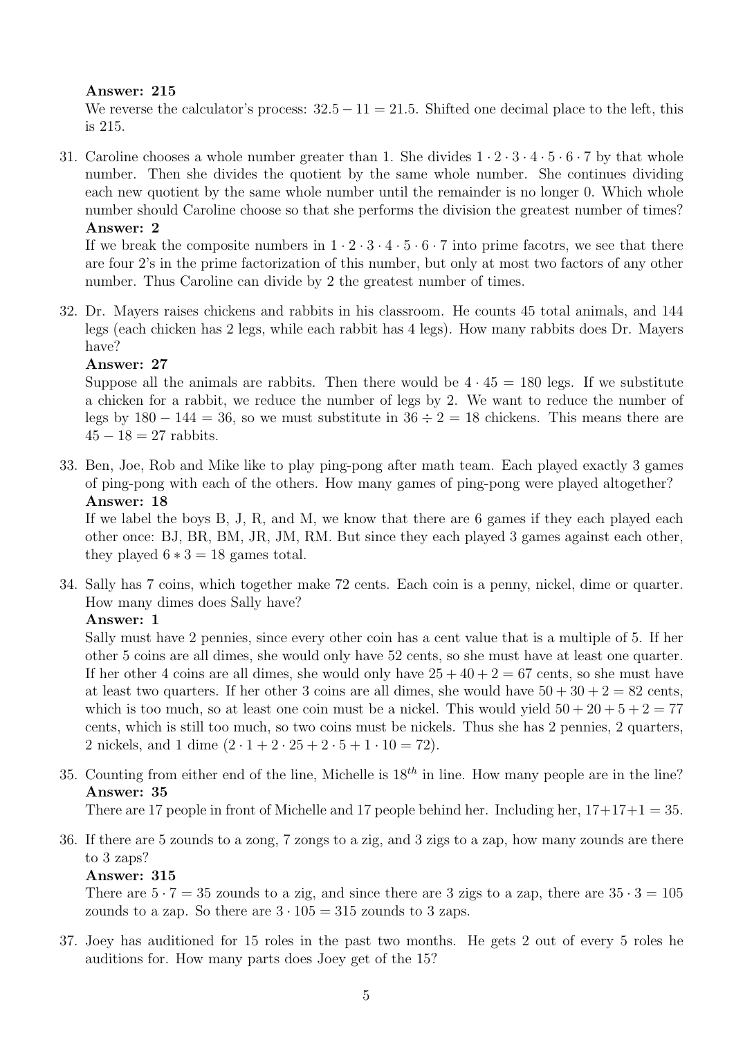**Answer: 215**

We reverse the calculator's process: $32.5 - 11 = 21.5$. Shifted one decimal place to the left, this is 215.

31. Caroline chooses a whole number greater than 1. She divides $1 \cdot 2 \cdot 3 \cdot 4 \cdot 5 \cdot 6 \cdot 7$ by that whole number. Then she divides the quotient by the same whole number. She continues dividing each new quotient by the same whole number until the remainder is no longer 0. Which whole number should Caroline choose so that she performs the division the greatest number of times?

    **Answer: 2**

    If we break the composite numbers in $1 \cdot 2 \cdot 3 \cdot 4 \cdot 5 \cdot 6 \cdot 7$ into prime facotrs, we see that there are four 2's in the prime factorization of this number, but only at most two factors of any other number. Thus Caroline can divide by 2 the greatest number of times.

32. Dr. Mayers raises chickens and rabbits in his classroom. He counts 45 total animals, and 144 legs (each chicken has 2 legs, while each rabbit has 4 legs). How many rabbits does Dr. Mayers have?

    **Answer: 27**

    Suppose all the animals are rabbits. Then there would be $4 \cdot 45 = 180$ legs. If we substitute a chicken for a rabbit, we reduce the number of legs by 2. We want to reduce the number of legs by $180 - 144 = 36$, so we must substitute in $36 \div 2 = 18$ chickens. This means there are $45 - 18 = 27$ rabbits.

33. Ben, Joe, Rob and Mike like to play ping-pong after math team. Each played exactly 3 games of ping-pong with each of the others. How many games of ping-pong were played altogether?

    **Answer: 18**

    If we label the boys B, J, R, and M, we know that there are 6 games if they each played each other once: BJ, BR, BM, JR, JM, RM. But since they each played 3 games against each other, they played $6 * 3 = 18$ games total.

34. Sally has 7 coins, which together make 72 cents. Each coin is a penny, nickel, dime or quarter. How many dimes does Sally have?

    **Answer: 1**

    Sally must have 2 pennies, since every other coin has a cent value that is a multiple of 5. If her other 5 coins are all dimes, she would only have 52 cents, so she must have at least one quarter. If her other 4 coins are all dimes, she would only have $25 + 40 + 2 = 67$ cents, so she must have at least two quarters. If her other 3 coins are all dimes, she would have $50 + 30 + 2 = 82$ cents, which is too much, so at least one coin must be a nickel. This would yield $50 + 20 + 5 + 2 = 77$ cents, which is still too much, so two coins must be nickels. Thus she has 2 pennies, 2 quarters, 2 nickels, and 1 dime $(2 \cdot 1 + 2 \cdot 25 + 2 \cdot 5 + 1 \cdot 10 = 72)$.

35. Counting from either end of the line, Michelle is $18^{th}$ in line. How many people are in the line?

    **Answer: 35**

    There are 17 people in front of Michelle and 17 people behind her. Including her, $17+17+1 = 35$.

36. If there are 5 zounds to a zong, 7 zongs to a zig, and 3 zigs to a zap, how many zounds are there to 3 zaps?

    **Answer: 315**

    There are $5 \cdot 7 = 35$ zounds to a zig, and since there are 3 zigs to a zap, there are $35 \cdot 3 = 105$ zounds to a zap. So there are $3 \cdot 105 = 315$ zounds to 3 zaps.

37. Joey has auditioned for 15 roles in the past two months. He gets 2 out of every 5 roles he auditions for. How many parts does Joey get of the 15?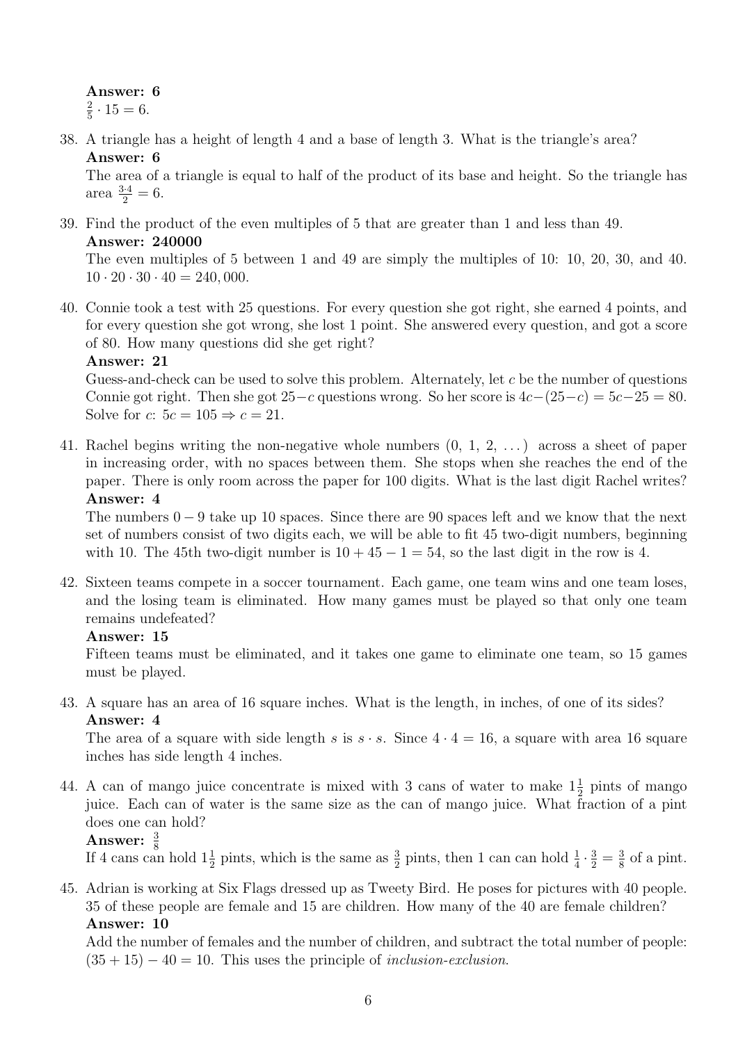**Answer: 6**
$\frac{2}{5} \cdot 15 = 6.$

38. A triangle has a height of length 4 and a base of length 3. What is the triangle's area?
**Answer: 6**
The area of a triangle is equal to half of the product of its base and height. So the triangle has area $\frac{3 \cdot 4}{2} = 6$.

39. Find the product of the even multiples of 5 that are greater than 1 and less than 49.
**Answer: 240000**
The even multiples of 5 between 1 and 49 are simply the multiples of 10: 10, 20, 30, and 40. $10 \cdot 20 \cdot 30 \cdot 40 = 240,000$.

40. Connie took a test with 25 questions. For every question she got right, she earned 4 points, and for every question she got wrong, she lost 1 point. She answered every question, and got a score of 80. How many questions did she get right?
**Answer: 21**
Guess-and-check can be used to solve this problem. Alternately, let $c$ be the number of questions Connie got right. Then she got $25-c$ questions wrong. So her score is $4c-(25-c) = 5c-25 = 80$. Solve for $c$: $5c = 105 \Rightarrow c = 21$.

41. Rachel begins writing the non-negative whole numbers (0, 1, 2, ...) across a sheet of paper in increasing order, with no spaces between them. She stops when she reaches the end of the paper. There is only room across the paper for 100 digits. What is the last digit Rachel writes?
**Answer: 4**
The numbers $0-9$ take up 10 spaces. Since there are 90 spaces left and we know that the next set of numbers consist of two digits each, we will be able to fit 45 two-digit numbers, beginning with 10. The 45th two-digit number is $10 + 45 - 1 = 54$, so the last digit in the row is 4.

42. Sixteen teams compete in a soccer tournament. Each game, one team wins and one team loses, and the losing team is eliminated. How many games must be played so that only one team remains undefeated?
**Answer: 15**
Fifteen teams must be eliminated, and it takes one game to eliminate one team, so 15 games must be played.

43. A square has an area of 16 square inches. What is the length, in inches, of one of its sides?
**Answer: 4**
The area of a square with side length $s$ is $s \cdot s$. Since $4 \cdot 4 = 16$, a square with area 16 square inches has side length 4 inches.

44. A can of mango juice concentrate is mixed with 3 cans of water to make $1\frac{1}{2}$ pints of mango juice. Each can of water is the same size as the can of mango juice. What fraction of a pint does one can hold?
**Answer: $\frac{3}{8}$**
If 4 cans can hold $1\frac{1}{2}$ pints, which is the same as $\frac{3}{2}$ pints, then 1 can can hold $\frac{1}{4} \cdot \frac{3}{2} = \frac{3}{8}$ of a pint.

45. Adrian is working at Six Flags dressed up as Tweety Bird. He poses for pictures with 40 people. 35 of these people are female and 15 are children. How many of the 40 are female children?
**Answer: 10**
Add the number of females and the number of children, and subtract the total number of people: $(35 + 15) - 40 = 10$. This uses the principle of *inclusion-exclusion*.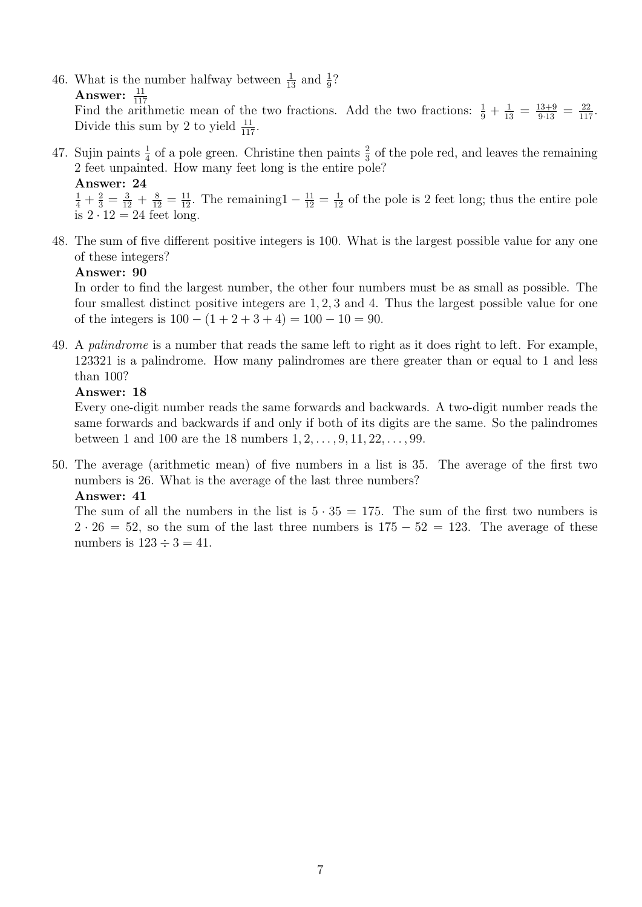46. What is the number halfway between $\frac{1}{13}$ and $\frac{1}{9}$?
    **Answer:** $\frac{11}{117}$
    Find the arithmetic mean of the two fractions. Add the two fractions: $\frac{1}{9} + \frac{1}{13} = \frac{13+9}{9 \cdot 13} = \frac{22}{117}$. Divide this sum by 2 to yield $\frac{11}{117}$.

47. Sujin paints $\frac{1}{4}$ of a pole green. Christine then paints $\frac{2}{3}$ of the pole red, and leaves the remaining 2 feet unpainted. How many feet long is the entire pole?
    **Answer: 24**
    $\frac{1}{4} + \frac{2}{3} = \frac{3}{12} + \frac{8}{12} = \frac{11}{12}$. The remaining$1 - \frac{11}{12} = \frac{1}{12}$ of the pole is 2 feet long; thus the entire pole is $2 \cdot 12 = 24$ feet long.

48. The sum of five different positive integers is 100. What is the largest possible value for any one of these integers?
    **Answer: 90**
    In order to find the largest number, the other four numbers must be as small as possible. The four smallest distinct positive integers are $1, 2, 3$ and $4$. Thus the largest possible value for one of the integers is $100 - (1 + 2 + 3 + 4) = 100 - 10 = 90$.

49. A *palindrome* is a number that reads the same left to right as it does right to left. For example, 123321 is a palindrome. How many palindromes are there greater than or equal to 1 and less than 100?
    **Answer: 18**
    Every one-digit number reads the same forwards and backwards. A two-digit number reads the same forwards and backwards if and only if both of its digits are the same. So the palindromes between 1 and 100 are the 18 numbers $1, 2, \ldots, 9, 11, 22, \ldots, 99$.

50. The average (arithmetic mean) of five numbers in a list is 35. The average of the first two numbers is 26. What is the average of the last three numbers?
    **Answer: 41**
    The sum of all the numbers in the list is $5 \cdot 35 = 175$. The sum of the first two numbers is $2 \cdot 26 = 52$, so the sum of the last three numbers is $175 - 52 = 123$. The average of these numbers is $123 \div 3 = 41$.